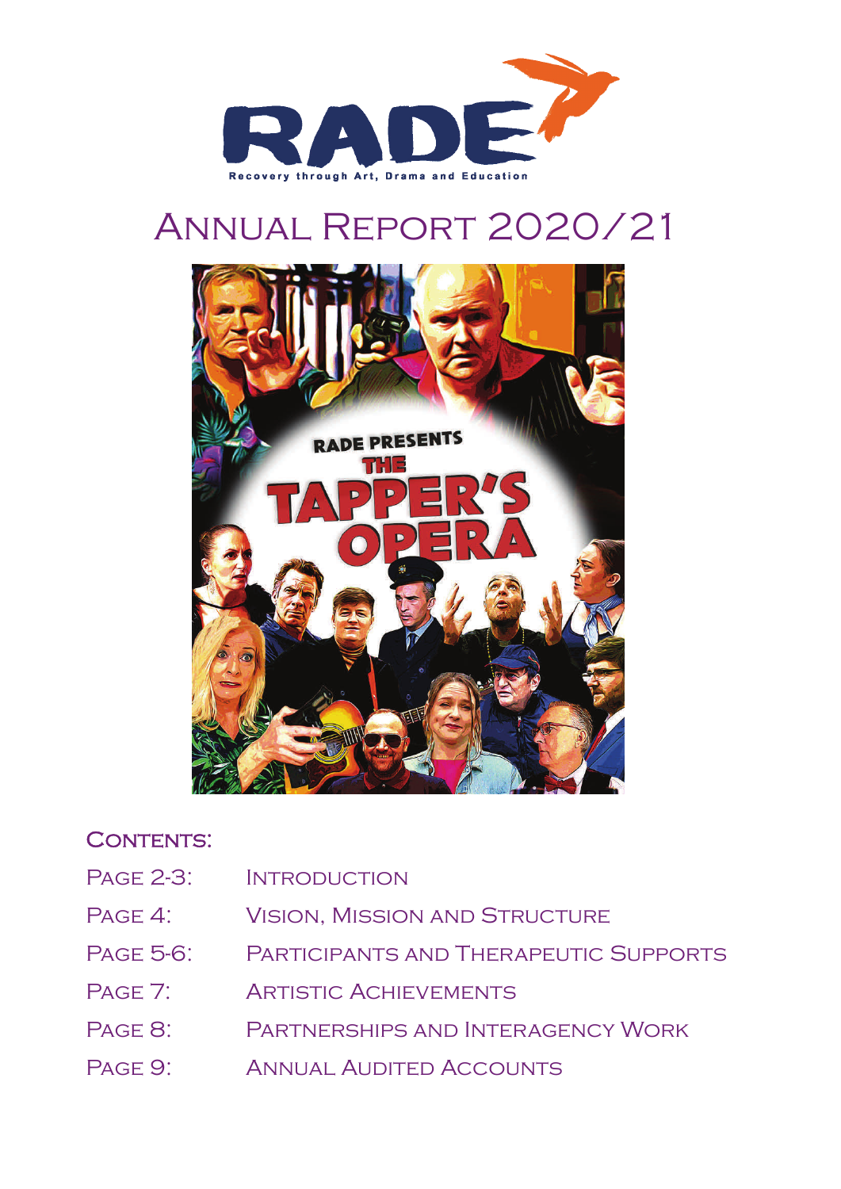RADE

Recovery through Art, Drama and Education

# Annual Report 2020/21

## Contents:

| | |
|---|---|
| Page 2-3: | Introduction |
| Page 4: | Vision, Mission and Structure |
| Page 5-6: | Participants and Therapeutic Supports |
| Page 7: | Artistic Achievements |
| Page 8: | Partnerships and Interagency Work |
| Page 9: | Annual Audited Accounts |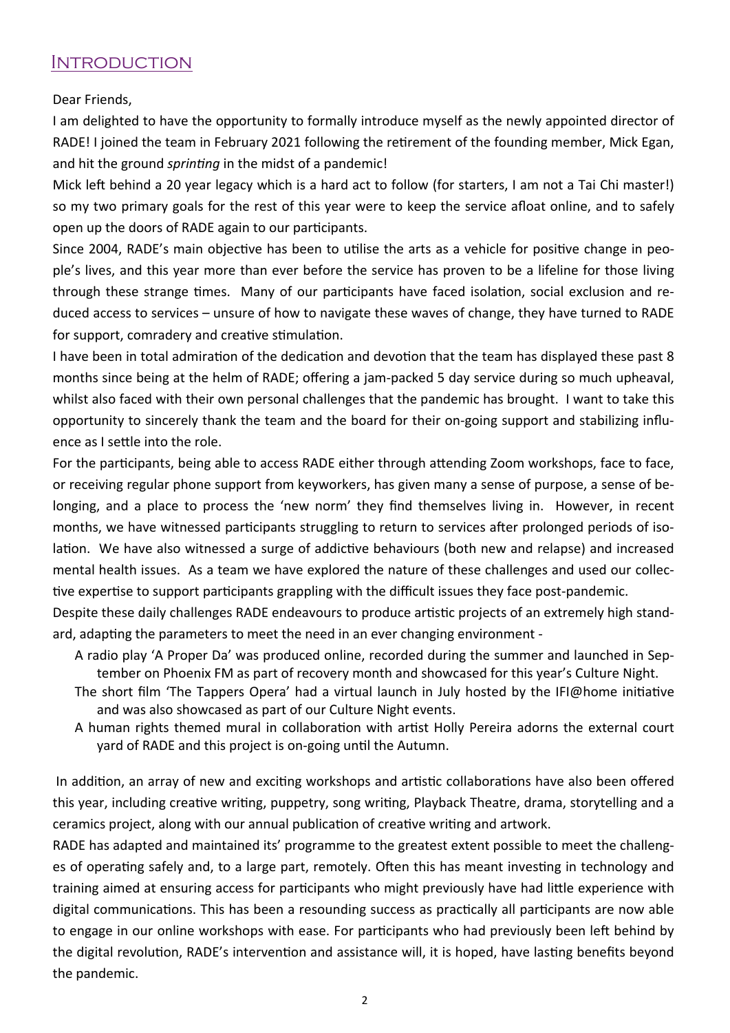## Introduction

Dear Friends,

I am delighted to have the opportunity to formally introduce myself as the newly appointed director of RADE! I joined the team in February 2021 following the retirement of the founding member, Mick Egan, and hit the ground *sprinting* in the midst of a pandemic!

Mick left behind a 20 year legacy which is a hard act to follow (for starters, I am not a Tai Chi master!) so my two primary goals for the rest of this year were to keep the service afloat online, and to safely open up the doors of RADE again to our participants.

Since 2004, RADE's main objective has been to utilise the arts as a vehicle for positive change in people's lives, and this year more than ever before the service has proven to be a lifeline for those living through these strange times. Many of our participants have faced isolation, social exclusion and reduced access to services – unsure of how to navigate these waves of change, they have turned to RADE for support, comradery and creative stimulation.

I have been in total admiration of the dedication and devotion that the team has displayed these past 8 months since being at the helm of RADE; offering a jam-packed 5 day service during so much upheaval, whilst also faced with their own personal challenges that the pandemic has brought. I want to take this opportunity to sincerely thank the team and the board for their on-going support and stabilizing influence as I settle into the role.

For the participants, being able to access RADE either through attending Zoom workshops, face to face, or receiving regular phone support from keyworkers, has given many a sense of purpose, a sense of belonging, and a place to process the 'new norm' they find themselves living in. However, in recent months, we have witnessed participants struggling to return to services after prolonged periods of isolation. We have also witnessed a surge of addictive behaviours (both new and relapse) and increased mental health issues. As a team we have explored the nature of these challenges and used our collective expertise to support participants grappling with the difficult issues they face post-pandemic.

Despite these daily challenges RADE endeavours to produce artistic projects of an extremely high standard, adapting the parameters to meet the need in an ever changing environment -

- A radio play 'A Proper Da' was produced online, recorded during the summer and launched in September on Phoenix FM as part of recovery month and showcased for this year's Culture Night.
- The short film 'The Tappers Opera' had a virtual launch in July hosted by the IFI@home initiative and was also showcased as part of our Culture Night events.
- A human rights themed mural in collaboration with artist Holly Pereira adorns the external court yard of RADE and this project is on-going until the Autumn.

In addition, an array of new and exciting workshops and artistic collaborations have also been offered this year, including creative writing, puppetry, song writing, Playback Theatre, drama, storytelling and a ceramics project, along with our annual publication of creative writing and artwork.

RADE has adapted and maintained its' programme to the greatest extent possible to meet the challenges of operating safely and, to a large part, remotely. Often this has meant investing in technology and training aimed at ensuring access for participants who might previously have had little experience with digital communications. This has been a resounding success as practically all participants are now able to engage in our online workshops with ease. For participants who had previously been left behind by the digital revolution, RADE's intervention and assistance will, it is hoped, have lasting benefits beyond the pandemic.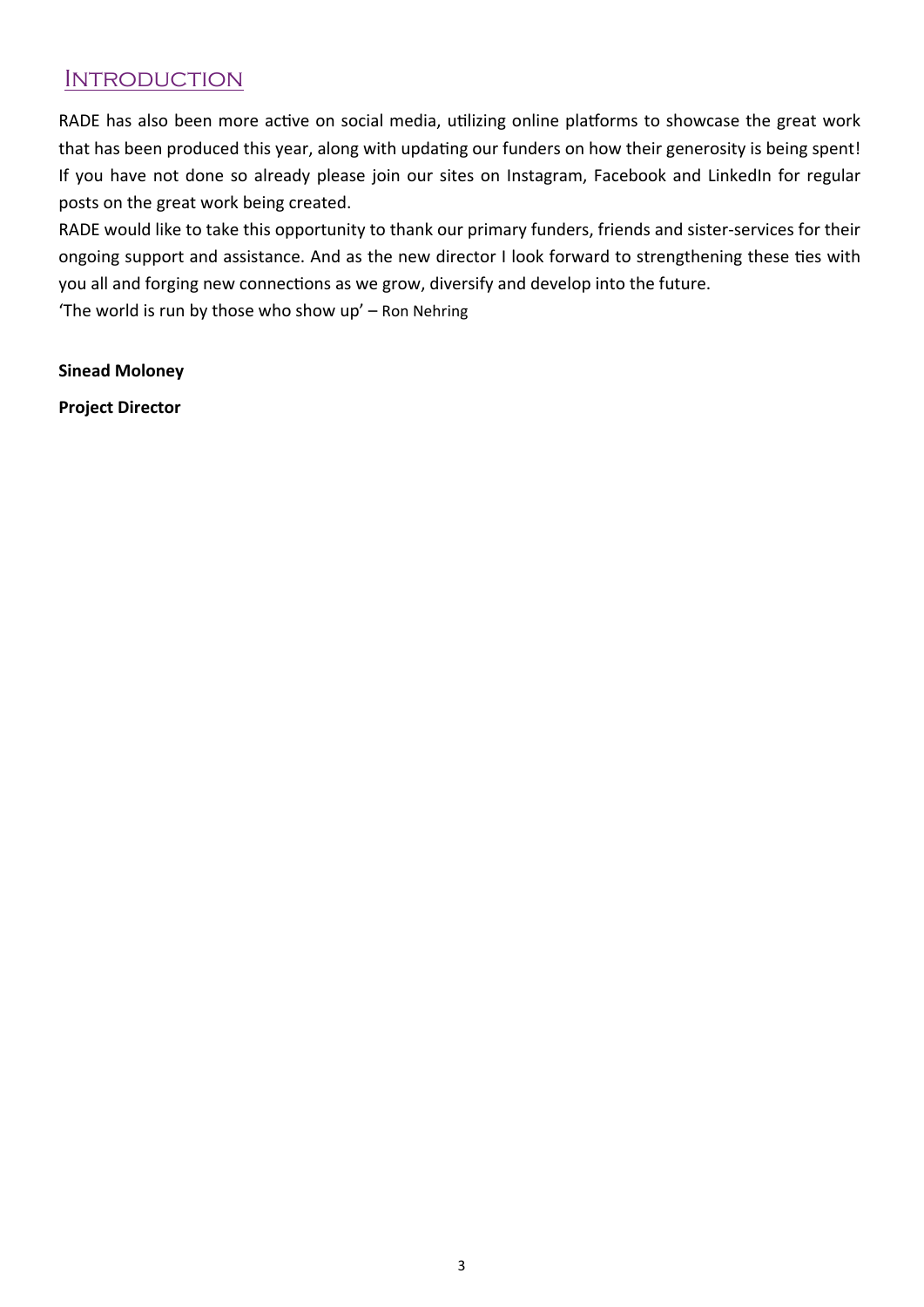## Introduction

RADE has also been more active on social media, utilizing online platforms to showcase the great work that has been produced this year, along with updating our funders on how their generosity is being spent! If you have not done so already please join our sites on Instagram, Facebook and LinkedIn for regular posts on the great work being created.

RADE would like to take this opportunity to thank our primary funders, friends and sister-services for their ongoing support and assistance. And as the new director I look forward to strengthening these ties with you all and forging new connections as we grow, diversify and develop into the future.

'The world is run by those who show up' – Ron Nehring

**Sinead Moloney**

**Project Director**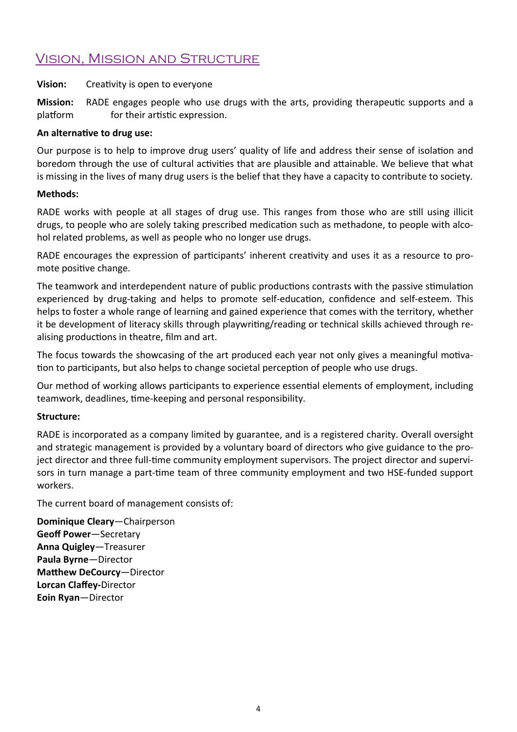## Vision, Mission and Structure

**Vision:** Creativity is open to everyone

**Mission:** RADE engages people who use drugs with the arts, providing therapeutic supports and a platform for their artistic expression.

**An alternative to drug use:**

Our purpose is to help to improve drug users' quality of life and address their sense of isolation and boredom through the use of cultural activities that are plausible and attainable. We believe that what is missing in the lives of many drug users is the belief that they have a capacity to contribute to society.

**Methods:**

RADE works with people at all stages of drug use. This ranges from those who are still using illicit drugs, to people who are solely taking prescribed medication such as methadone, to people with alcohol related problems, as well as people who no longer use drugs.

RADE encourages the expression of participants' inherent creativity and uses it as a resource to promote positive change.

The teamwork and interdependent nature of public productions contrasts with the passive stimulation experienced by drug-taking and helps to promote self-education, confidence and self-esteem. This helps to foster a whole range of learning and gained experience that comes with the territory, whether it be development of literacy skills through playwriting/reading or technical skills achieved through realising productions in theatre, film and art.

The focus towards the showcasing of the art produced each year not only gives a meaningful motivation to participants, but also helps to change societal perception of people who use drugs.

Our method of working allows participants to experience essential elements of employment, including teamwork, deadlines, time-keeping and personal responsibility.

**Structure:**

RADE is incorporated as a company limited by guarantee, and is a registered charity. Overall oversight and strategic management is provided by a voluntary board of directors who give guidance to the project director and three full-time community employment supervisors. The project director and supervisors in turn manage a part-time team of three community employment and two HSE-funded support workers.

The current board of management consists of:

**Dominique Cleary**—Chairperson
**Geoff Power**—Secretary
**Anna Quigley**—Treasurer
**Paula Byrne**—Director
**Matthew DeCourcy**—Director
**Lorcan Claffey-**Director
**Eoin Ryan**—Director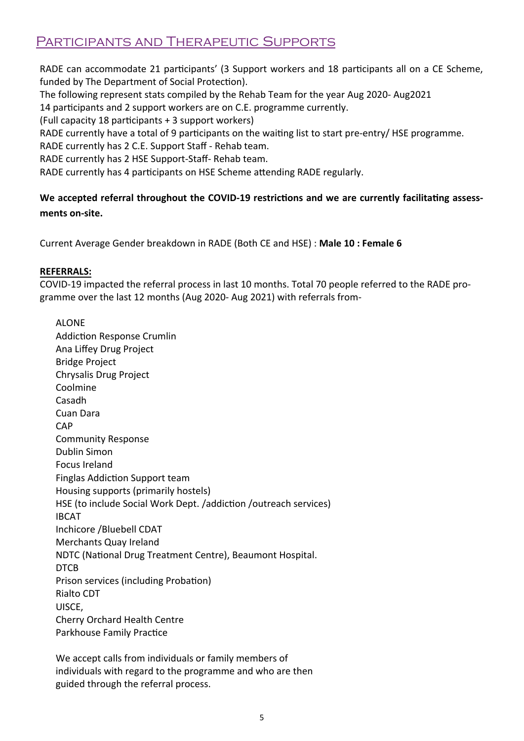## Participants and Therapeutic Supports

RADE can accommodate 21 participants' (3 Support workers and 18 participants all on a CE Scheme, funded by The Department of Social Protection).
The following represent stats compiled by the Rehab Team for the year Aug 2020- Aug2021
14 participants and 2 support workers are on C.E. programme currently.
(Full capacity 18 participants + 3 support workers)
RADE currently have a total of 9 participants on the waiting list to start pre-entry/ HSE programme.
RADE currently has 2 C.E. Support Staff - Rehab team.
RADE currently has 2 HSE Support-Staff- Rehab team.
RADE currently has 4 participants on HSE Scheme attending RADE regularly.

**We accepted referral throughout the COVID-19 restrictions and we are currently facilitating assessments on-site.**

Current Average Gender breakdown in RADE (Both CE and HSE) : **Male 10 : Female 6**

**REFERRALS:**

COVID-19 impacted the referral process in last 10 months. Total 70 people referred to the RADE programme over the last 12 months (Aug 2020- Aug 2021) with referrals from-

ALONE
Addiction Response Crumlin
Ana Liffey Drug Project
Bridge Project
Chrysalis Drug Project
Coolmine
Casadh
Cuan Dara
CAP
Community Response
Dublin Simon
Focus Ireland
Finglas Addiction Support team
Housing supports (primarily hostels)
HSE (to include Social Work Dept. /addiction /outreach services)
IBCAT
Inchicore /Bluebell CDAT
Merchants Quay Ireland
NDTC (National Drug Treatment Centre), Beaumont Hospital.
DTCB
Prison services (including Probation)
Rialto CDT
UISCE,
Cherry Orchard Health Centre
Parkhouse Family Practice

We accept calls from individuals or family members of individuals with regard to the programme and who are then guided through the referral process.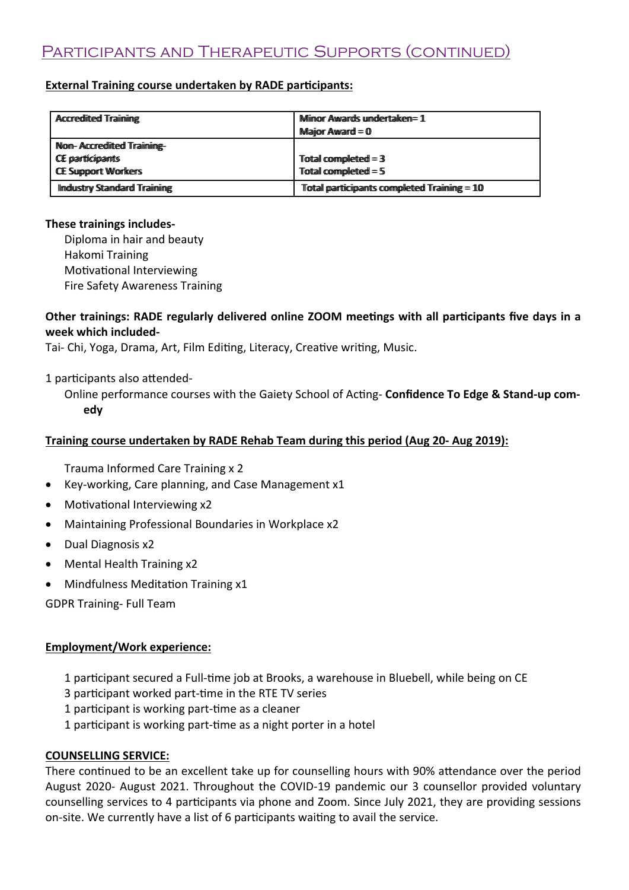## Participants and Therapeutic Supports (continued)

**External Training course undertaken by RADE participants:**

| Accredited Training | Minor Awards undertaken= 1<br>Major Award = 0 |
|---|---|
| Non- Accredited Training-<br>CE participants<br>CE Support Workers | <br>Total completed = 3<br>Total completed = 5 |
| Industry Standard Training | Total participants completed Training = 10 |

**These trainings includes-**

Diploma in hair and beauty
Hakomi Training
Motivational Interviewing
Fire Safety Awareness Training

**Other trainings: RADE regularly delivered online ZOOM meetings with all participants five days in a week which included-**

Tai- Chi, Yoga, Drama, Art, Film Editing, Literacy, Creative writing, Music.

1 participants also attended-

Online performance courses with the Gaiety School of Acting- **Confidence To Edge & Stand-up comedy**

**Training course undertaken by RADE Rehab Team during this period (Aug 20- Aug 2019):**

Trauma Informed Care Training x 2

- Key-working, Care planning, and Case Management x1
- Motivational Interviewing x2
- Maintaining Professional Boundaries in Workplace x2
- Dual Diagnosis x2
- Mental Health Training x2
- Mindfulness Meditation Training x1

GDPR Training- Full Team

**Employment/Work experience:**

1 participant secured a Full-time job at Brooks, a warehouse in Bluebell, while being on CE
3 participant worked part-time in the RTE TV series
1 participant is working part-time as a cleaner
1 participant is working part-time as a night porter in a hotel

**COUNSELLING SERVICE:**

There continued to be an excellent take up for counselling hours with 90% attendance over the period August 2020- August 2021. Throughout the COVID-19 pandemic our 3 counsellor provided voluntary counselling services to 4 participants via phone and Zoom. Since July 2021, they are providing sessions on-site. We currently have a list of 6 participants waiting to avail the service.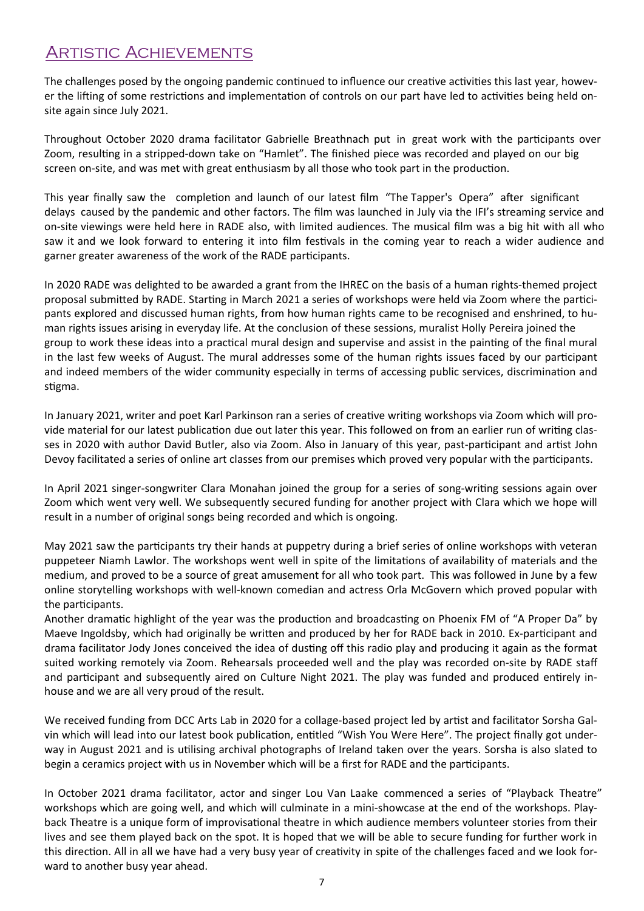## Artistic Achievements

The challenges posed by the ongoing pandemic continued to influence our creative activities this last year, however the lifting of some restrictions and implementation of controls on our part have led to activities being held onsite again since July 2021.

Throughout October 2020 drama facilitator Gabrielle Breathnach put in great work with the participants over Zoom, resulting in a stripped-down take on "Hamlet". The finished piece was recorded and played on our big screen on-site, and was met with great enthusiasm by all those who took part in the production.

This year finally saw the completion and launch of our latest film "The Tapper's Opera" after significant delays caused by the pandemic and other factors. The film was launched in July via the IFI's streaming service and on-site viewings were held here in RADE also, with limited audiences. The musical film was a big hit with all who saw it and we look forward to entering it into film festivals in the coming year to reach a wider audience and garner greater awareness of the work of the RADE participants.

In 2020 RADE was delighted to be awarded a grant from the IHREC on the basis of a human rights-themed project proposal submitted by RADE. Starting in March 2021 a series of workshops were held via Zoom where the participants explored and discussed human rights, from how human rights came to be recognised and enshrined, to human rights issues arising in everyday life. At the conclusion of these sessions, muralist Holly Pereira joined the group to work these ideas into a practical mural design and supervise and assist in the painting of the final mural in the last few weeks of August. The mural addresses some of the human rights issues faced by our participant and indeed members of the wider community especially in terms of accessing public services, discrimination and stigma.

In January 2021, writer and poet Karl Parkinson ran a series of creative writing workshops via Zoom which will provide material for our latest publication due out later this year. This followed on from an earlier run of writing classes in 2020 with author David Butler, also via Zoom. Also in January of this year, past-participant and artist John Devoy facilitated a series of online art classes from our premises which proved very popular with the participants.

In April 2021 singer-songwriter Clara Monahan joined the group for a series of song-writing sessions again over Zoom which went very well. We subsequently secured funding for another project with Clara which we hope will result in a number of original songs being recorded and which is ongoing.

May 2021 saw the participants try their hands at puppetry during a brief series of online workshops with veteran puppeteer Niamh Lawlor. The workshops went well in spite of the limitations of availability of materials and the medium, and proved to be a source of great amusement for all who took part. This was followed in June by a few online storytelling workshops with well-known comedian and actress Orla McGovern which proved popular with the participants.

Another dramatic highlight of the year was the production and broadcasting on Phoenix FM of "A Proper Da" by Maeve Ingoldsby, which had originally be written and produced by her for RADE back in 2010. Ex-participant and drama facilitator Jody Jones conceived the idea of dusting off this radio play and producing it again as the format suited working remotely via Zoom. Rehearsals proceeded well and the play was recorded on-site by RADE staff and participant and subsequently aired on Culture Night 2021. The play was funded and produced entirely in-house and we are all very proud of the result.

We received funding from DCC Arts Lab in 2020 for a collage-based project led by artist and facilitator Sorsha Galvin which will lead into our latest book publication, entitled "Wish You Were Here". The project finally got underway in August 2021 and is utilising archival photographs of Ireland taken over the years. Sorsha is also slated to begin a ceramics project with us in November which will be a first for RADE and the participants.

In October 2021 drama facilitator, actor and singer Lou Van Laake commenced a series of "Playback Theatre" workshops which are going well, and which will culminate in a mini-showcase at the end of the workshops. Playback Theatre is a unique form of improvisational theatre in which audience members volunteer stories from their lives and see them played back on the spot. It is hoped that we will be able to secure funding for further work in this direction. All in all we have had a very busy year of creativity in spite of the challenges faced and we look forward to another busy year ahead.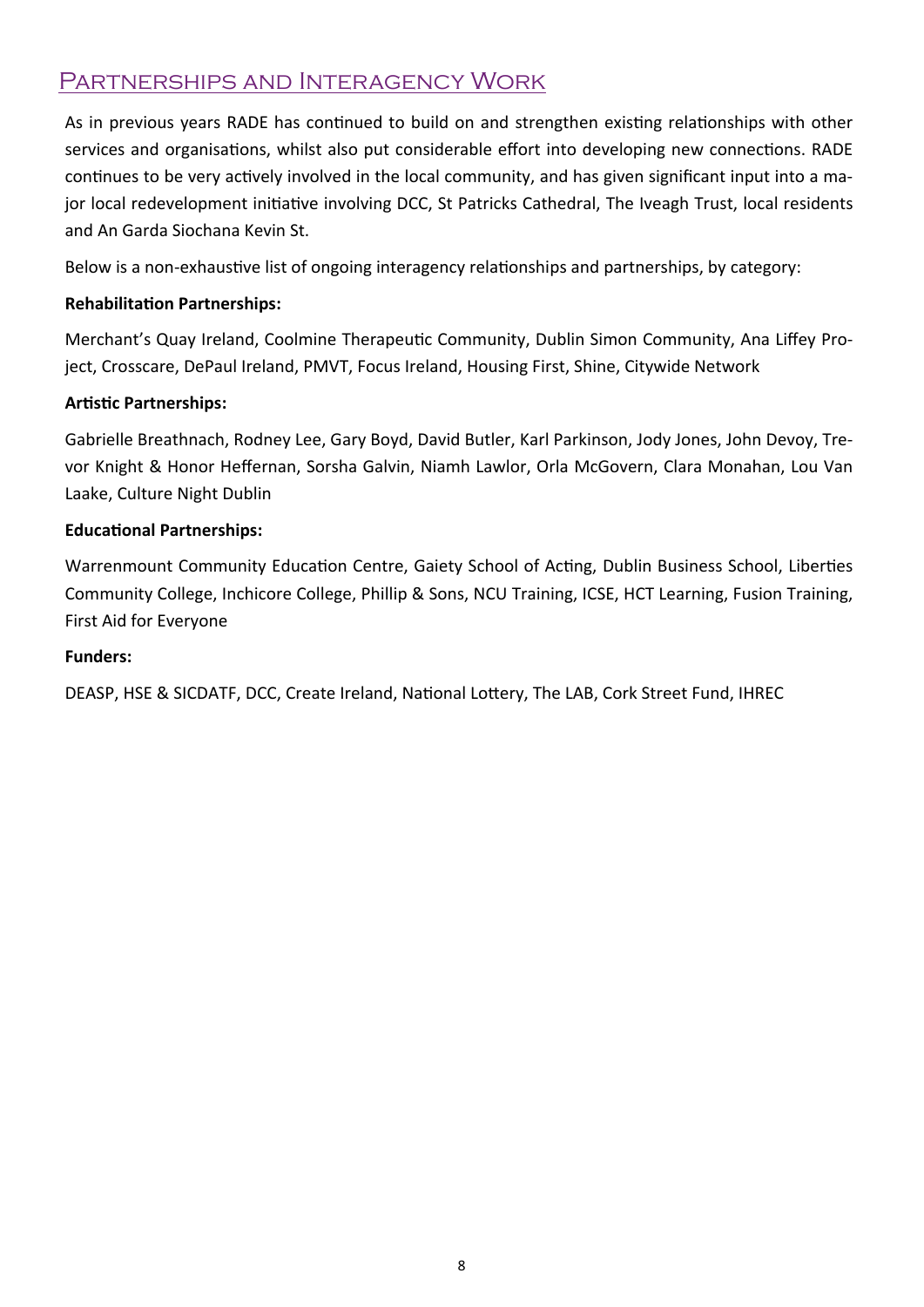## Partnerships and Interagency Work

As in previous years RADE has continued to build on and strengthen existing relationships with other services and organisations, whilst also put considerable effort into developing new connections. RADE continues to be very actively involved in the local community, and has given significant input into a major local redevelopment initiative involving DCC, St Patricks Cathedral, The Iveagh Trust, local residents and An Garda Siochana Kevin St.

Below is a non-exhaustive list of ongoing interagency relationships and partnerships, by category:

**Rehabilitation Partnerships:**

Merchant's Quay Ireland, Coolmine Therapeutic Community, Dublin Simon Community, Ana Liffey Project, Crosscare, DePaul Ireland, PMVT, Focus Ireland, Housing First, Shine, Citywide Network

**Artistic Partnerships:**

Gabrielle Breathnach, Rodney Lee, Gary Boyd, David Butler, Karl Parkinson, Jody Jones, John Devoy, Trevor Knight & Honor Heffernan, Sorsha Galvin, Niamh Lawlor, Orla McGovern, Clara Monahan, Lou Van Laake, Culture Night Dublin

**Educational Partnerships:**

Warrenmount Community Education Centre, Gaiety School of Acting, Dublin Business School, Liberties Community College, Inchicore College, Phillip & Sons, NCU Training, ICSE, HCT Learning, Fusion Training, First Aid for Everyone

**Funders:**

DEASP, HSE & SICDATF, DCC, Create Ireland, National Lottery, The LAB, Cork Street Fund, IHREC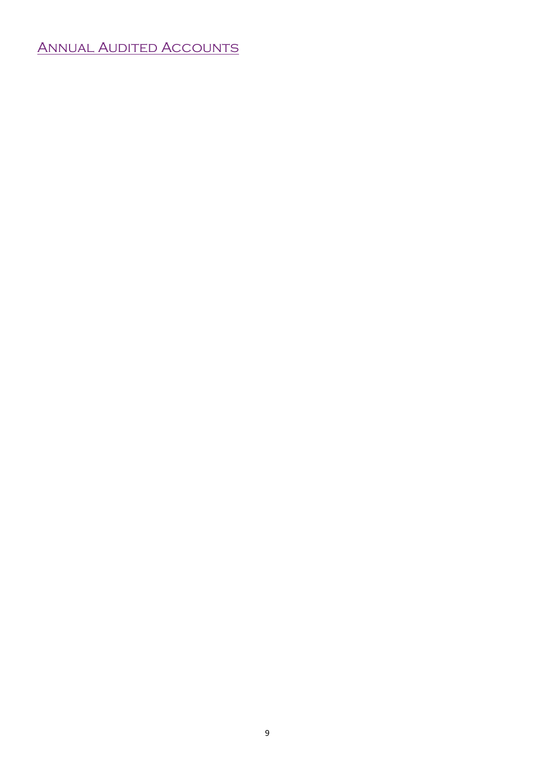# Annual Audited Accounts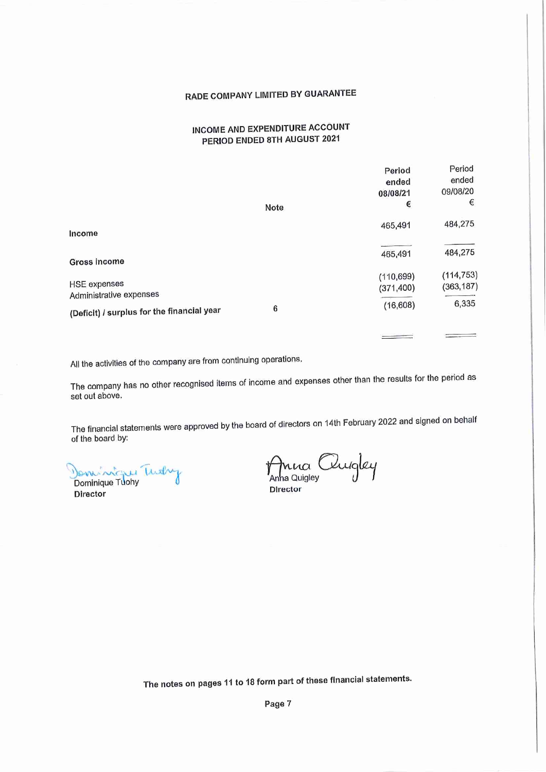# RADE COMPANY LIMITED BY GUARANTEE

## INCOME AND EXPENDITURE ACCOUNT
## PERIOD ENDED 8TH AUGUST 2021

| | Note | Period ended 08/08/21 € | Period ended 09/08/20 € |
|---|---|---|---|
| Income | | 465,491 | 484,275 |
| **Gross income** | | 465,491 | 484,275 |
| HSE expenses | | (110,699) | (114,753) |
| Administrative expenses | | (371,400) | (363,187) |
| **(Deficit) / surplus for the financial year** | 6 | (16,608) | 6,335 |

All the activities of the company are from continuing operations.

The company has no other recognised items of income and expenses other than the results for the period as set out above.

The financial statements were approved by the board of directors on 14th February 2022 and signed on behalf of the board by:

Dominique Tuohy
**Director**

Anna Quigley
**Director**

**The notes on pages 11 to 18 form part of these financial statements.**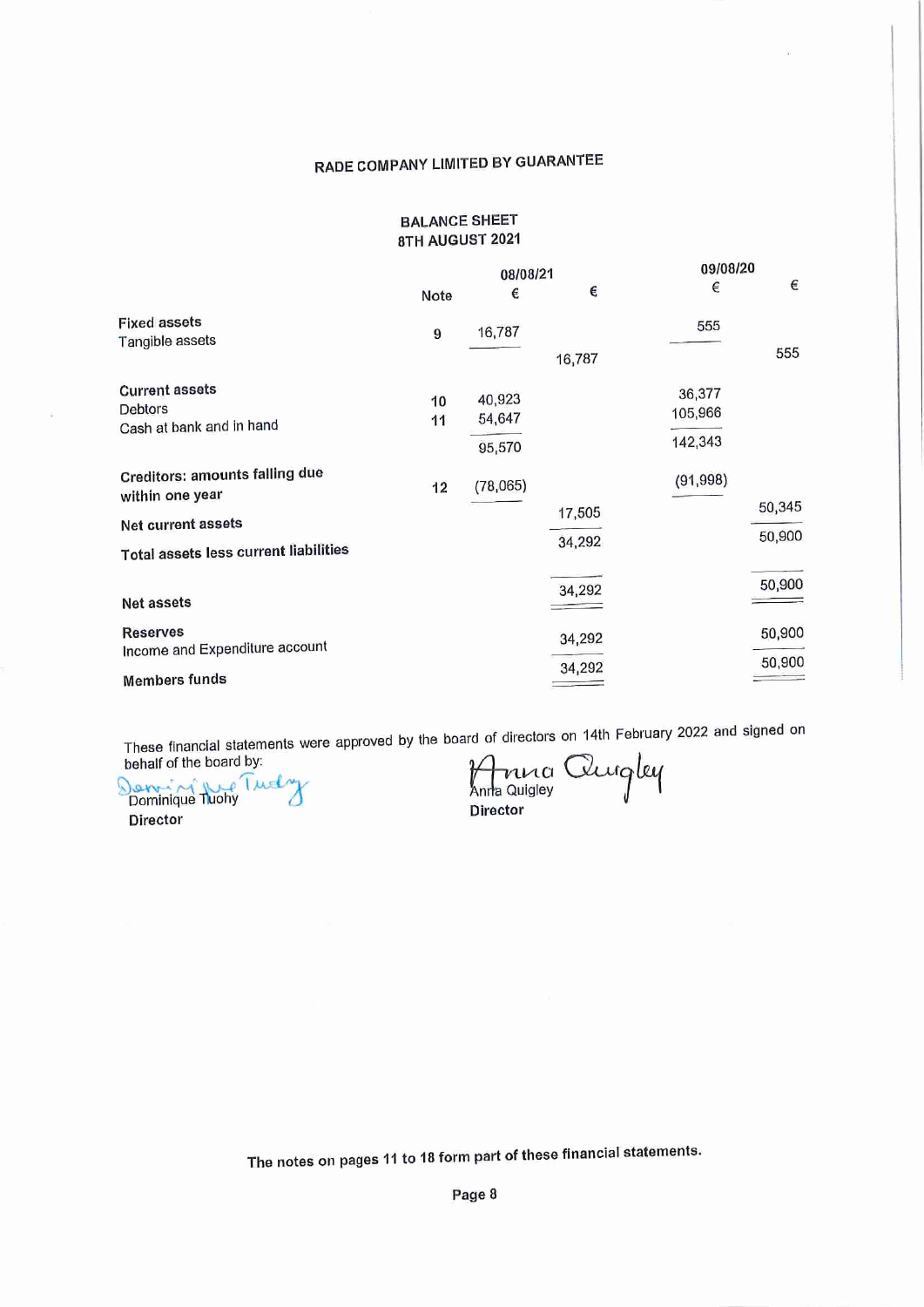# RADE COMPANY LIMITED BY GUARANTEE

## BALANCE SHEET
## 8TH AUGUST 2021

| | Note | 08/08/21 € | 08/08/21 € | 09/08/20 € | 09/08/20 € |
|---|---|---|---|---|---|
| **Fixed assets** | | | | | |
| Tangible assets | 9 | 16,787 | | 555 | |
| | | | 16,787 | | 555 |
| **Current assets** | | | | | |
| Debtors | 10 | 40,923 | | 36,377 | |
| Cash at bank and in hand | 11 | 54,647 | | 105,966 | |
| | | 95,570 | | 142,343 | |
| **Creditors: amounts falling due within one year** | 12 | (78,065) | | (91,998) | |
| **Net current assets** | | | 17,505 | | 50,345 |
| **Total assets less current liabilities** | | | 34,292 | | 50,900 |
| **Net assets** | | | 34,292 | | 50,900 |
| **Reserves** | | | | | |
| Income and Expenditure account | | | 34,292 | | 50,900 |
| **Members funds** | | | 34,292 | | 50,900 |

These financial statements were approved by the board of directors on 14th February 2022 and signed on behalf of the board by:

Dominique Tuohy
**Director**

Anna Quigley
**Director**

**The notes on pages 11 to 18 form part of these financial statements.**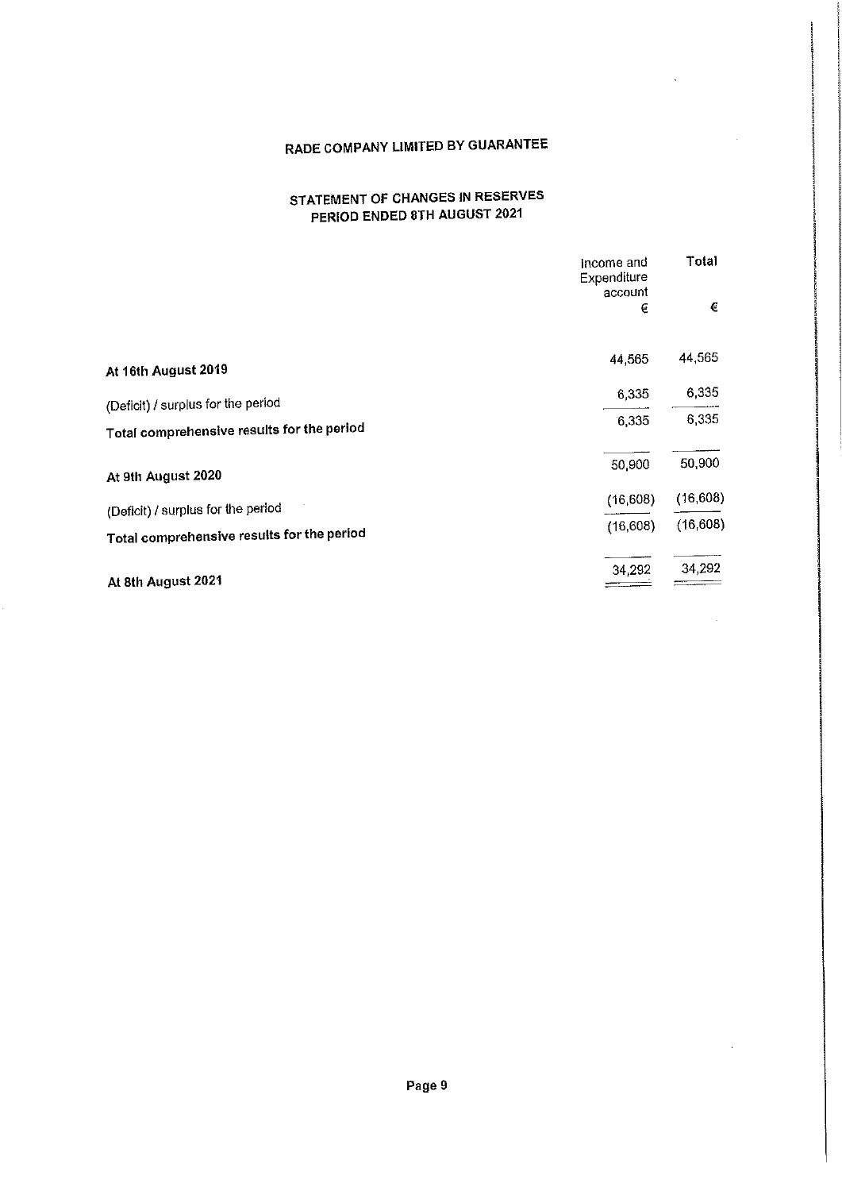# RADE COMPANY LIMITED BY GUARANTEE

## STATEMENT OF CHANGES IN RESERVES
## PERIOD ENDED 8TH AUGUST 2021

| | Income and Expenditure account | Total |
|---|---|---|
| | € | € |
| **At 16th August 2019** | 44,565 | 44,565 |
| (Deficit) / surplus for the period | 6,335 | 6,335 |
| **Total comprehensive results for the period** | 6,335 | 6,335 |
| **At 9th August 2020** | 50,900 | 50,900 |
| (Deficit) / surplus for the period | (16,608) | (16,608) |
| **Total comprehensive results for the period** | (16,608) | (16,608) |
| **At 8th August 2021** | 34,292 | 34,292 |